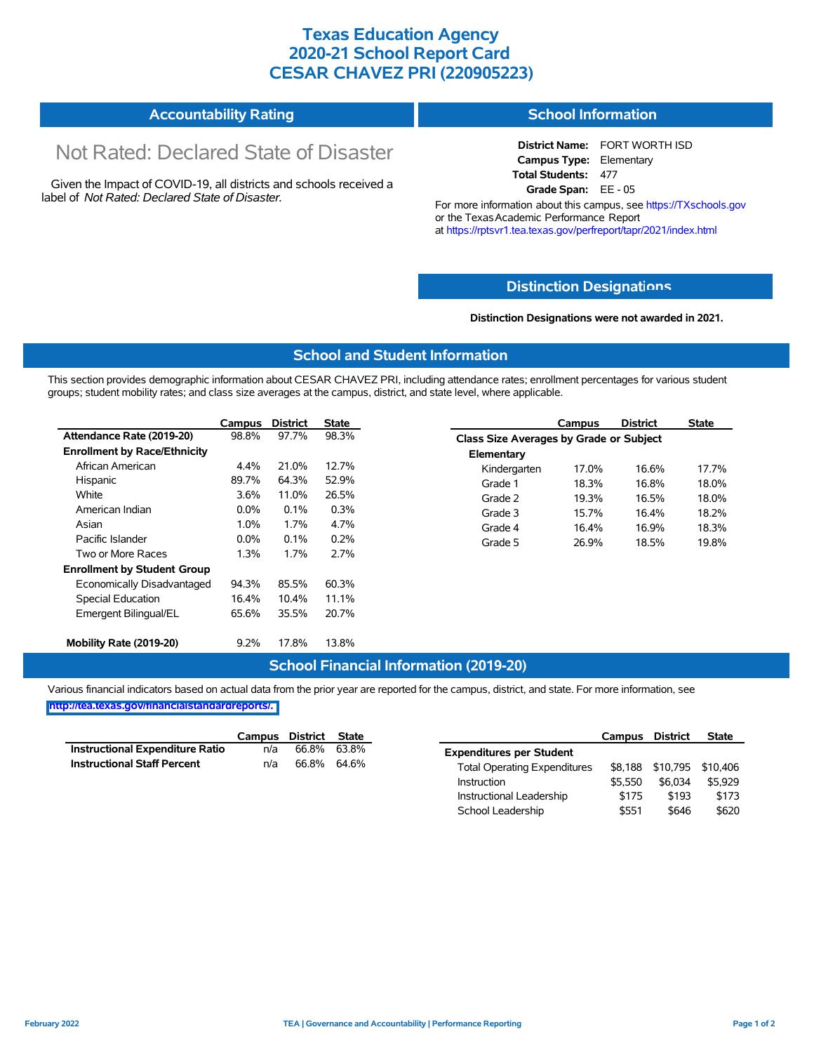# Texas Education Agency
# 2020-21 School Report Card
# CESAR CHAVEZ PRI (220905223)

## Accountability Rating

Not Rated: Declared State of Disaster

Given the Impact of COVID-19, all districts and schools received a label of *Not Rated: Declared State of Disaster*.

## School Information

**District Name:** FORT WORTH ISD
**Campus Type:** Elementary
**Total Students:** 477
**Grade Span:** EE - 05

For more information about this campus, see https://TXschools.gov or the Texas Academic Performance Report at https://rptsvr1.tea.texas.gov/perfreport/tapr/2021/index.html

## Distinction Designations

**Distinction Designations were not awarded in 2021.**

## School and Student Information

This section provides demographic information about CESAR CHAVEZ PRI, including attendance rates; enrollment percentages for various student groups; student mobility rates; and class size averages at the campus, district, and state level, where applicable.

| | Campus | District | State |
|---|---|---|---|
| **Attendance Rate (2019-20)** | 98.8% | 97.7% | 98.3% |
| **Enrollment by Race/Ethnicity** | | | |
| African American | 4.4% | 21.0% | 12.7% |
| Hispanic | 89.7% | 64.3% | 52.9% |
| White | 3.6% | 11.0% | 26.5% |
| American Indian | 0.0% | 0.1% | 0.3% |
| Asian | 1.0% | 1.7% | 4.7% |
| Pacific Islander | 0.0% | 0.1% | 0.2% |
| Two or More Races | 1.3% | 1.7% | 2.7% |
| **Enrollment by Student Group** | | | |
| Economically Disadvantaged | 94.3% | 85.5% | 60.3% |
| Special Education | 16.4% | 10.4% | 11.1% |
| Emergent Bilingual/EL | 65.6% | 35.5% | 20.7% |
| **Mobility Rate (2019-20)** | 9.2% | 17.8% | 13.8% |

| | Campus | District | State |
|---|---|---|---|
| **Class Size Averages by Grade or Subject** | | | |
| **Elementary** | | | |
| Kindergarten | 17.0% | 16.6% | 17.7% |
| Grade 1 | 18.3% | 16.8% | 18.0% |
| Grade 2 | 19.3% | 16.5% | 18.0% |
| Grade 3 | 15.7% | 16.4% | 18.2% |
| Grade 4 | 16.4% | 16.9% | 18.3% |
| Grade 5 | 26.9% | 18.5% | 19.8% |

## School Financial Information (2019-20)

Various financial indicators based on actual data from the prior year are reported for the campus, district, and state. For more information, see http://tea.texas.gov/financialstandardreports/.

| | Campus | District | State |
|---|---|---|---|
| **Instructional Expenditure Ratio** | n/a | 66.8% | 63.8% |
| **Instructional Staff Percent** | n/a | 66.8% | 64.6% |

| | Campus | District | State |
|---|---|---|---|
| **Expenditures per Student** | | | |
| Total Operating Expenditures | $8,188 | $10,795 | $10,406 |
| Instruction | $5,550 | $6,034 | $5,929 |
| Instructional Leadership | $175 | $193 | $173 |
| School Leadership | $551 | $646 | $620 |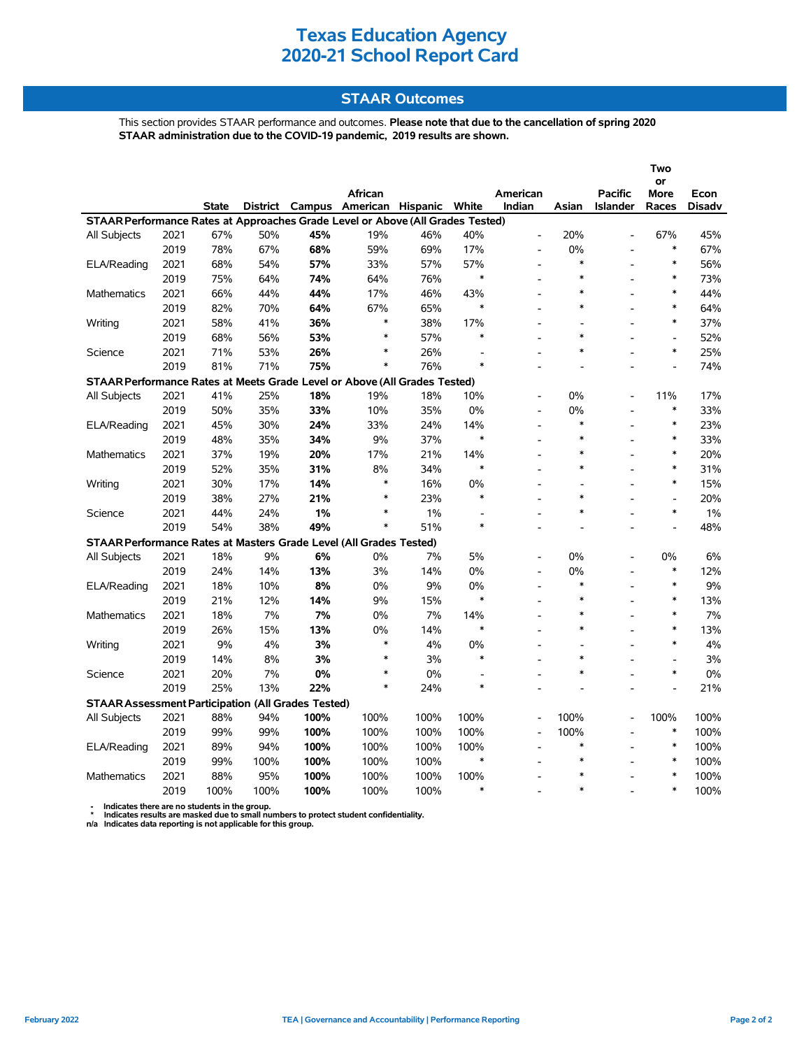# Texas Education Agency
# 2020-21 School Report Card

## STAAR Outcomes

This section provides STAAR performance and outcomes. **Please note that due to the cancellation of spring 2020 STAAR administration due to the COVID-19 pandemic, 2019 results are shown.**

| | | State | District | Campus | African American | Hispanic | White | American Indian | Asian | Pacific Islander | Two or More Races | Econ Disadv |
|---|---|---|---|---|---|---|---|---|---|---|---|---|
| **STAAR Performance Rates at Approaches Grade Level or Above (All Grades Tested)** | | | | | | | | | | | | |
| All Subjects | 2021 | 67% | 50% | **45%** | 19% | 46% | 40% | - | 20% | - | 67% | 45% |
| | 2019 | 78% | 67% | **68%** | 59% | 69% | 17% | - | 0% | - | * | 67% |
| ELA/Reading | 2021 | 68% | 54% | **57%** | 33% | 57% | 57% | - | * | - | * | 56% |
| | 2019 | 75% | 64% | **74%** | 64% | 76% | * | - | * | - | * | 73% |
| Mathematics | 2021 | 66% | 44% | **44%** | 17% | 46% | 43% | - | * | - | * | 44% |
| | 2019 | 82% | 70% | **64%** | 67% | 65% | * | - | * | - | * | 64% |
| Writing | 2021 | 58% | 41% | **36%** | * | 38% | 17% | - | - | - | * | 37% |
| | 2019 | 68% | 56% | **53%** | * | 57% | * | - | * | - | - | 52% |
| Science | 2021 | 71% | 53% | **26%** | * | 26% | - | - | * | - | * | 25% |
| | 2019 | 81% | 71% | **75%** | * | 76% | * | - | - | - | - | 74% |
| **STAAR Performance Rates at Meets Grade Level or Above (All Grades Tested)** | | | | | | | | | | | | |
| All Subjects | 2021 | 41% | 25% | **18%** | 19% | 18% | 10% | - | 0% | - | 11% | 17% |
| | 2019 | 50% | 35% | **33%** | 10% | 35% | 0% | - | 0% | - | * | 33% |
| ELA/Reading | 2021 | 45% | 30% | **24%** | 33% | 24% | 14% | - | * | - | * | 23% |
| | 2019 | 48% | 35% | **34%** | 9% | 37% | * | - | * | - | * | 33% |
| Mathematics | 2021 | 37% | 19% | **20%** | 17% | 21% | 14% | - | * | - | * | 20% |
| | 2019 | 52% | 35% | **31%** | 8% | 34% | * | - | * | - | * | 31% |
| Writing | 2021 | 30% | 17% | **14%** | * | 16% | 0% | - | - | - | * | 15% |
| | 2019 | 38% | 27% | **21%** | * | 23% | * | - | * | - | - | 20% |
| Science | 2021 | 44% | 24% | **1%** | * | 1% | - | - | * | - | * | 1% |
| | 2019 | 54% | 38% | **49%** | * | 51% | * | - | - | - | - | 48% |
| **STAAR Performance Rates at Masters Grade Level (All Grades Tested)** | | | | | | | | | | | | |
| All Subjects | 2021 | 18% | 9% | **6%** | 0% | 7% | 5% | - | 0% | - | 0% | 6% |
| | 2019 | 24% | 14% | **13%** | 3% | 14% | 0% | - | 0% | - | * | 12% |
| ELA/Reading | 2021 | 18% | 10% | **8%** | 0% | 9% | 0% | - | * | - | * | 9% |
| | 2019 | 21% | 12% | **14%** | 9% | 15% | * | - | * | - | * | 13% |
| Mathematics | 2021 | 18% | 7% | **7%** | 0% | 7% | 14% | - | * | - | * | 7% |
| | 2019 | 26% | 15% | **13%** | 0% | 14% | * | - | * | - | * | 13% |
| Writing | 2021 | 9% | 4% | **3%** | * | 4% | 0% | - | - | - | * | 4% |
| | 2019 | 14% | 8% | **3%** | * | 3% | * | - | * | - | - | 3% |
| Science | 2021 | 20% | 7% | **0%** | * | 0% | - | - | * | - | * | 0% |
| | 2019 | 25% | 13% | **22%** | * | 24% | * | - | - | - | - | 21% |
| **STAAR Assessment Participation (All Grades Tested)** | | | | | | | | | | | | |
| All Subjects | 2021 | 88% | 94% | **100%** | 100% | 100% | 100% | - | 100% | - | 100% | 100% |
| | 2019 | 99% | 99% | **100%** | 100% | 100% | 100% | - | 100% | - | * | 100% |
| ELA/Reading | 2021 | 89% | 94% | **100%** | 100% | 100% | 100% | - | * | - | * | 100% |
| | 2019 | 99% | 100% | **100%** | 100% | 100% | * | - | * | - | * | 100% |
| Mathematics | 2021 | 88% | 95% | **100%** | 100% | 100% | 100% | - | * | - | * | 100% |
| | 2019 | 100% | 100% | **100%** | 100% | 100% | * | - | * | - | * | 100% |

- Indicates there are no students in the group.
* Indicates results are masked due to small numbers to protect student confidentiality.
n/a Indicates data reporting is not applicable for this group.